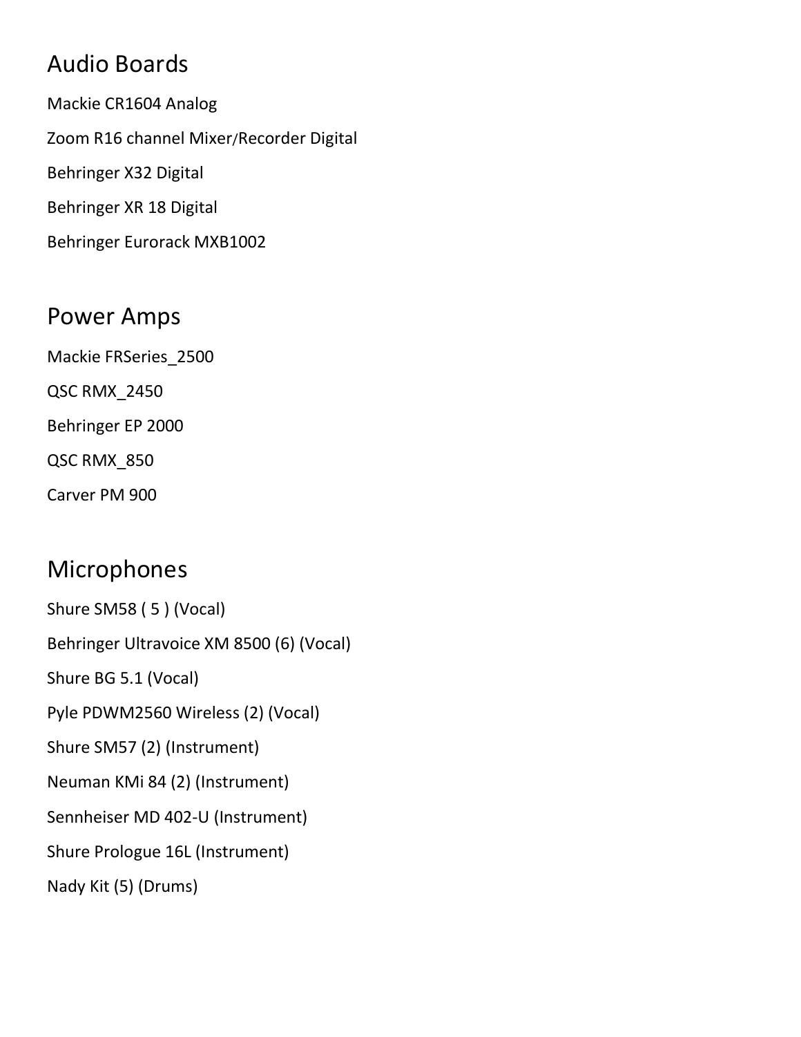## Audio Boards

Mackie CR1604 Analog

Zoom R16 channel Mixer/Recorder Digital

Behringer X32 Digital

Behringer XR 18 Digital

Behringer Eurorack MXB1002

## Power Amps

Mackie FRSeries_2500

QSC RMX_2450

Behringer EP 2000

QSC RMX_850

Carver PM 900

## Microphones

Shure SM58 ( 5 ) (Vocal)

Behringer Ultravoice XM 8500 (6) (Vocal)

Shure BG 5.1 (Vocal)

Pyle PDWM2560 Wireless (2) (Vocal)

Shure SM57 (2) (Instrument)

Neuman KMi 84 (2) (Instrument)

Sennheiser MD 402-U (Instrument)

Shure Prologue 16L (Instrument)

Nady Kit (5) (Drums)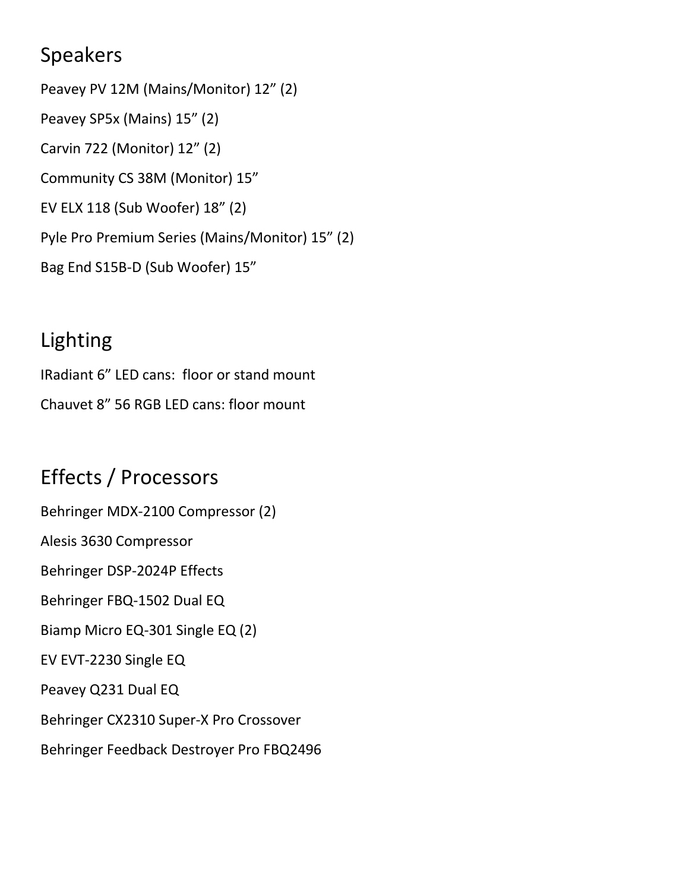## Speakers

Peavey PV 12M (Mains/Monitor) 12” (2)

Peavey SP5x (Mains) 15” (2)

Carvin 722 (Monitor) 12” (2)

Community CS 38M (Monitor) 15”

EV ELX 118 (Sub Woofer) 18” (2)

Pyle Pro Premium Series (Mains/Monitor) 15” (2)

Bag End S15B-D (Sub Woofer) 15”

## Lighting

IRadiant 6” LED cans: floor or stand mount

Chauvet 8” 56 RGB LED cans: floor mount

## Effects / Processors

Behringer MDX-2100 Compressor (2)

Alesis 3630 Compressor

Behringer DSP-2024P Effects

Behringer FBQ-1502 Dual EQ

Biamp Micro EQ-301 Single EQ (2)

EV EVT-2230 Single EQ

Peavey Q231 Dual EQ

Behringer CX2310 Super-X Pro Crossover

Behringer Feedback Destroyer Pro FBQ2496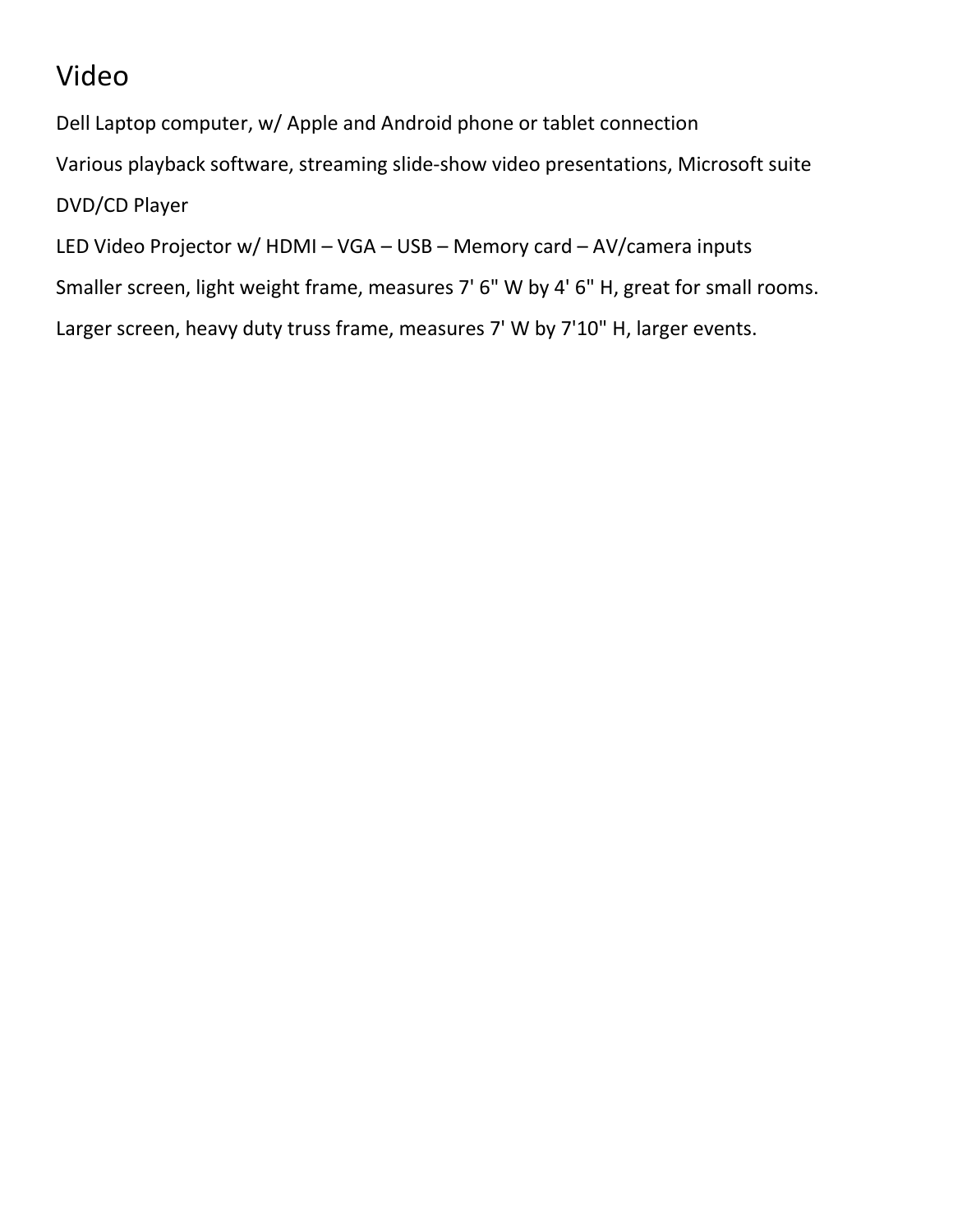## Video

Dell Laptop computer, w/ Apple and Android phone or tablet connection

Various playback software, streaming slide-show video presentations, Microsoft suite

DVD/CD Player

LED Video Projector w/ HDMI – VGA – USB – Memory card – AV/camera inputs

Smaller screen, light weight frame, measures 7' 6" W by 4' 6" H, great for small rooms.

Larger screen, heavy duty truss frame, measures 7' W by 7'10" H, larger events.